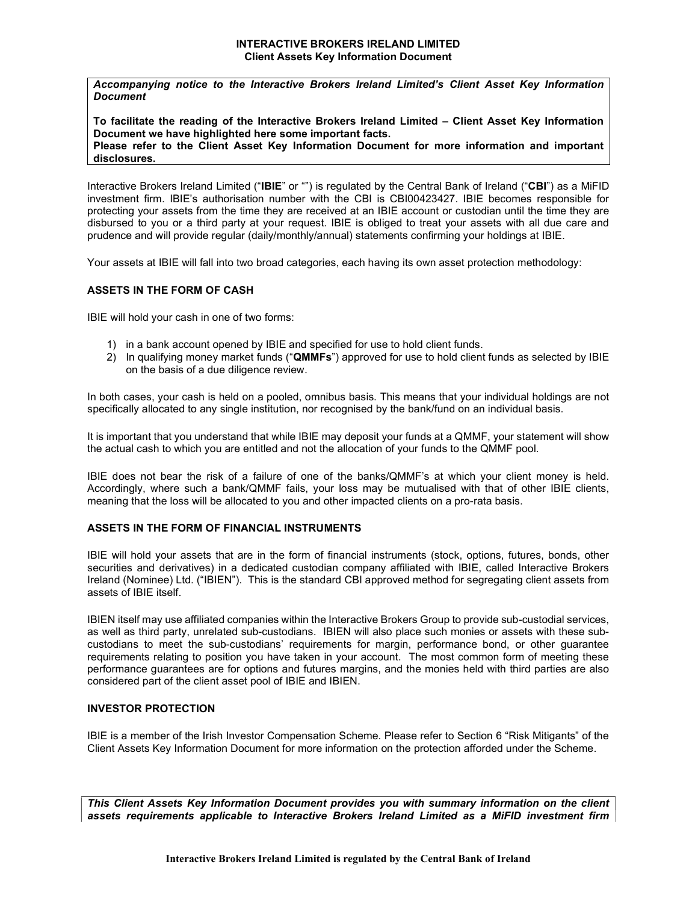**INTERACTIVE BROKERS IRELAND LIMITED**
**Client Assets Key Information Document**

***Accompanying notice to the Interactive Brokers Ireland Limited's Client Asset Key Information Document***

**To facilitate the reading of the Interactive Brokers Ireland Limited – Client Asset Key Information Document we have highlighted here some important facts.**
**Please refer to the Client Asset Key Information Document for more information and important disclosures.**

Interactive Brokers Ireland Limited ("**IBIE**" or "") is regulated by the Central Bank of Ireland ("**CBI**") as a MiFID investment firm. IBIE's authorisation number with the CBI is CBI00423427. IBIE becomes responsible for protecting your assets from the time they are received at an IBIE account or custodian until the time they are disbursed to you or a third party at your request. IBIE is obliged to treat your assets with all due care and prudence and will provide regular (daily/monthly/annual) statements confirming your holdings at IBIE.

Your assets at IBIE will fall into two broad categories, each having its own asset protection methodology:

## ASSETS IN THE FORM OF CASH

IBIE will hold your cash in one of two forms:

1) in a bank account opened by IBIE and specified for use to hold client funds.
2) In qualifying money market funds ("**QMMFs**") approved for use to hold client funds as selected by IBIE on the basis of a due diligence review.

In both cases, your cash is held on a pooled, omnibus basis. This means that your individual holdings are not specifically allocated to any single institution, nor recognised by the bank/fund on an individual basis.

It is important that you understand that while IBIE may deposit your funds at a QMMF, your statement will show the actual cash to which you are entitled and not the allocation of your funds to the QMMF pool.

IBIE does not bear the risk of a failure of one of the banks/QMMF's at which your client money is held. Accordingly, where such a bank/QMMF fails, your loss may be mutualised with that of other IBIE clients, meaning that the loss will be allocated to you and other impacted clients on a pro-rata basis.

## ASSETS IN THE FORM OF FINANCIAL INSTRUMENTS

IBIE will hold your assets that are in the form of financial instruments (stock, options, futures, bonds, other securities and derivatives) in a dedicated custodian company affiliated with IBIE, called Interactive Brokers Ireland (Nominee) Ltd. ("IBIEN"). This is the standard CBI approved method for segregating client assets from assets of IBIE itself.

IBIEN itself may use affiliated companies within the Interactive Brokers Group to provide sub-custodial services, as well as third party, unrelated sub-custodians. IBIEN will also place such monies or assets with these sub-custodians to meet the sub-custodians' requirements for margin, performance bond, or other guarantee requirements relating to position you have taken in your account. The most common form of meeting these performance guarantees are for options and futures margins, and the monies held with third parties are also considered part of the client asset pool of IBIE and IBIEN.

## INVESTOR PROTECTION

IBIE is a member of the Irish Investor Compensation Scheme. Please refer to Section 6 "Risk Mitigants" of the Client Assets Key Information Document for more information on the protection afforded under the Scheme.

***This Client Assets Key Information Document provides you with summary information on the client assets requirements applicable to Interactive Brokers Ireland Limited as a MiFID investment firm***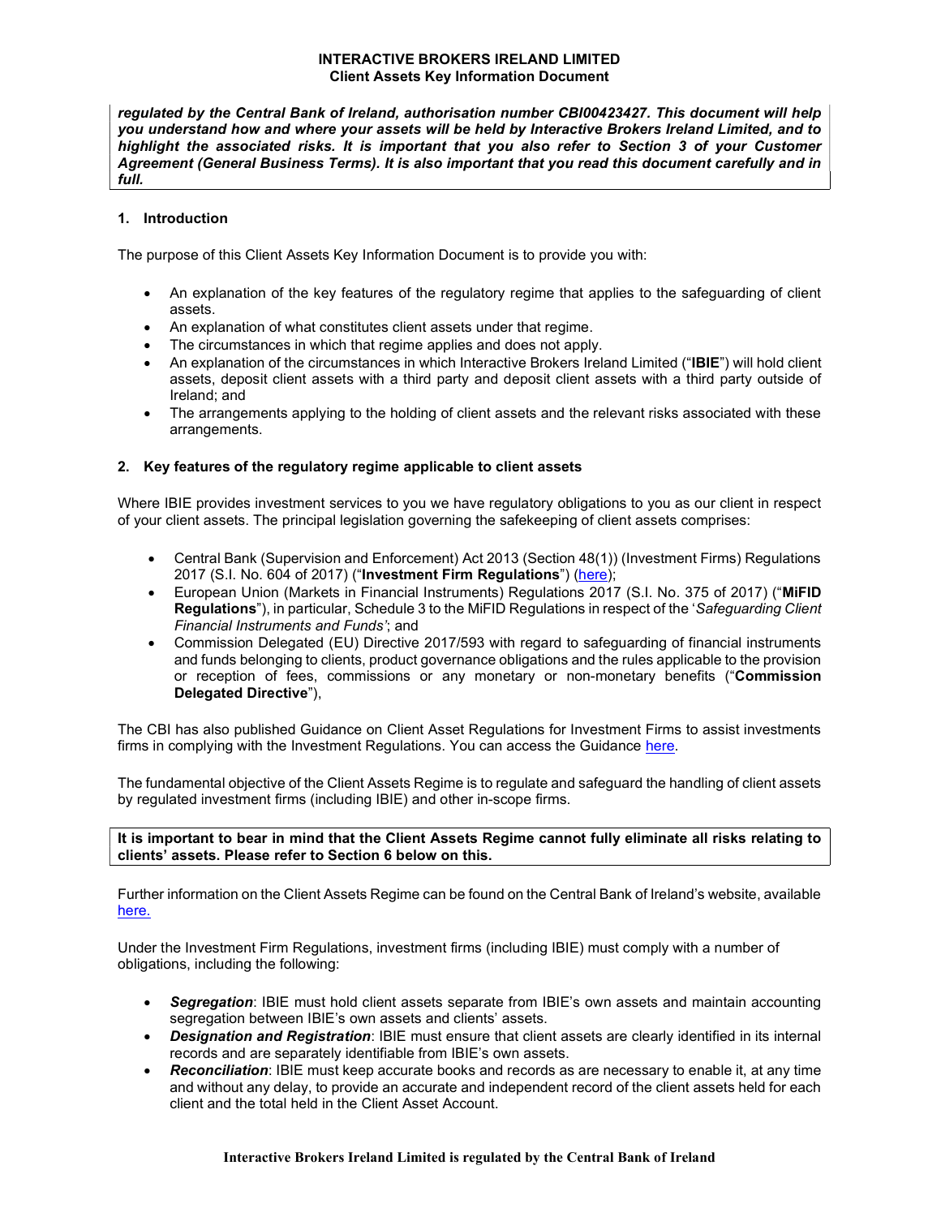**INTERACTIVE BROKERS IRELAND LIMITED**
**Client Assets Key Information Document**

***regulated by the Central Bank of Ireland, authorisation number CBI00423427. This document will help you understand how and where your assets will be held by Interactive Brokers Ireland Limited, and to highlight the associated risks. It is important that you also refer to Section 3 of your Customer Agreement (General Business Terms). It is also important that you read this document carefully and in full.***

## 1. Introduction

The purpose of this Client Assets Key Information Document is to provide you with:

- An explanation of the key features of the regulatory regime that applies to the safeguarding of client assets.
- An explanation of what constitutes client assets under that regime.
- The circumstances in which that regime applies and does not apply.
- An explanation of the circumstances in which Interactive Brokers Ireland Limited ("**IBIE**") will hold client assets, deposit client assets with a third party and deposit client assets with a third party outside of Ireland; and
- The arrangements applying to the holding of client assets and the relevant risks associated with these arrangements.

## 2. Key features of the regulatory regime applicable to client assets

Where IBIE provides investment services to you we have regulatory obligations to you as our client in respect of your client assets. The principal legislation governing the safekeeping of client assets comprises:

- Central Bank (Supervision and Enforcement) Act 2013 (Section 48(1)) (Investment Firms) Regulations 2017 (S.I. No. 604 of 2017) ("**Investment Firm Regulations**") (here);
- European Union (Markets in Financial Instruments) Regulations 2017 (S.I. No. 375 of 2017) ("**MiFID Regulations**"), in particular, Schedule 3 to the MiFID Regulations in respect of the '*Safeguarding Client Financial Instruments and Funds'*; and
- Commission Delegated (EU) Directive 2017/593 with regard to safeguarding of financial instruments and funds belonging to clients, product governance obligations and the rules applicable to the provision or reception of fees, commissions or any monetary or non-monetary benefits ("**Commission Delegated Directive**"),

The CBI has also published Guidance on Client Asset Regulations for Investment Firms to assist investments firms in complying with the Investment Regulations. You can access the Guidance here.

The fundamental objective of the Client Assets Regime is to regulate and safeguard the handling of client assets by regulated investment firms (including IBIE) and other in-scope firms.

**It is important to bear in mind that the Client Assets Regime cannot fully eliminate all risks relating to clients' assets. Please refer to Section 6 below on this.**

Further information on the Client Assets Regime can be found on the Central Bank of Ireland's website, available here.

Under the Investment Firm Regulations, investment firms (including IBIE) must comply with a number of obligations, including the following:

- ***Segregation***: IBIE must hold client assets separate from IBIE's own assets and maintain accounting segregation between IBIE's own assets and clients' assets.
- ***Designation and Registration***: IBIE must ensure that client assets are clearly identified in its internal records and are separately identifiable from IBIE's own assets.
- ***Reconciliation***: IBIE must keep accurate books and records as are necessary to enable it, at any time and without any delay, to provide an accurate and independent record of the client assets held for each client and the total held in the Client Asset Account.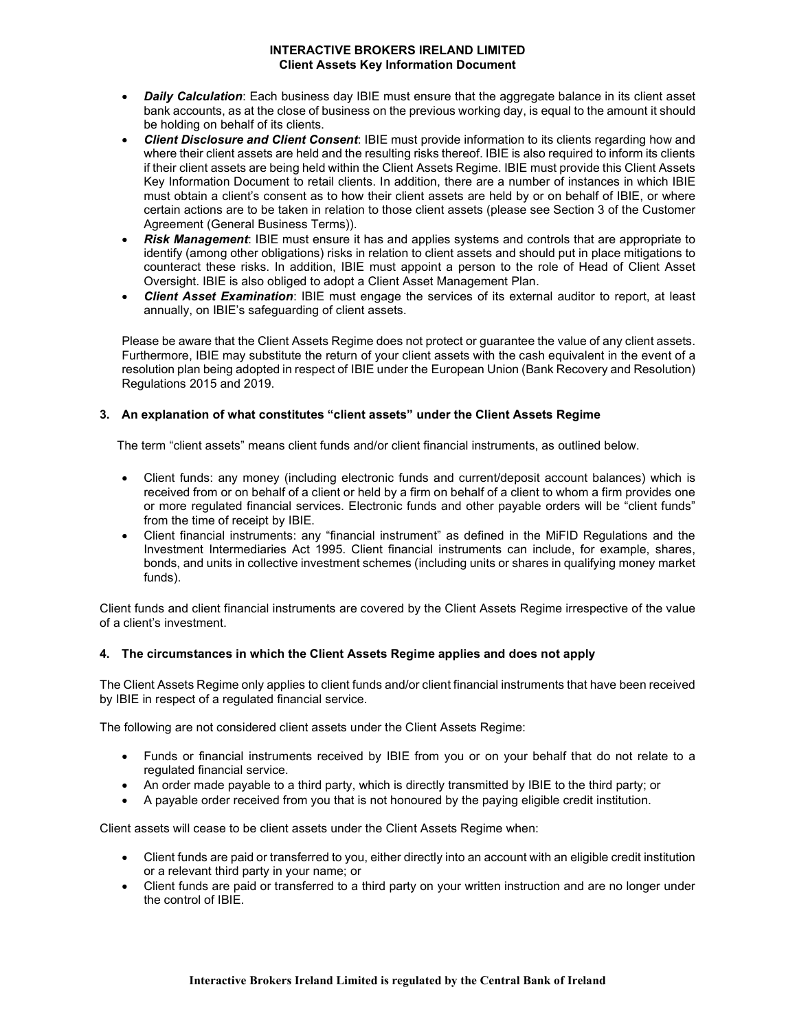- ***Daily Calculation***: Each business day IBIE must ensure that the aggregate balance in its client asset bank accounts, as at the close of business on the previous working day, is equal to the amount it should be holding on behalf of its clients.
- ***Client Disclosure and Client Consent***: IBIE must provide information to its clients regarding how and where their client assets are held and the resulting risks thereof. IBIE is also required to inform its clients if their client assets are being held within the Client Assets Regime. IBIE must provide this Client Assets Key Information Document to retail clients. In addition, there are a number of instances in which IBIE must obtain a client's consent as to how their client assets are held by or on behalf of IBIE, or where certain actions are to be taken in relation to those client assets (please see Section 3 of the Customer Agreement (General Business Terms)).
- ***Risk Management***: IBIE must ensure it has and applies systems and controls that are appropriate to identify (among other obligations) risks in relation to client assets and should put in place mitigations to counteract these risks. In addition, IBIE must appoint a person to the role of Head of Client Asset Oversight. IBIE is also obliged to adopt a Client Asset Management Plan.
- ***Client Asset Examination***: IBIE must engage the services of its external auditor to report, at least annually, on IBIE's safeguarding of client assets.

Please be aware that the Client Assets Regime does not protect or guarantee the value of any client assets. Furthermore, IBIE may substitute the return of your client assets with the cash equivalent in the event of a resolution plan being adopted in respect of IBIE under the European Union (Bank Recovery and Resolution) Regulations 2015 and 2019.

## 3. An explanation of what constitutes "client assets" under the Client Assets Regime

The term "client assets" means client funds and/or client financial instruments, as outlined below.

- Client funds: any money (including electronic funds and current/deposit account balances) which is received from or on behalf of a client or held by a firm on behalf of a client to whom a firm provides one or more regulated financial services. Electronic funds and other payable orders will be "client funds" from the time of receipt by IBIE.
- Client financial instruments: any "financial instrument" as defined in the MiFID Regulations and the Investment Intermediaries Act 1995. Client financial instruments can include, for example, shares, bonds, and units in collective investment schemes (including units or shares in qualifying money market funds).

Client funds and client financial instruments are covered by the Client Assets Regime irrespective of the value of a client's investment.

## 4. The circumstances in which the Client Assets Regime applies and does not apply

The Client Assets Regime only applies to client funds and/or client financial instruments that have been received by IBIE in respect of a regulated financial service.

The following are not considered client assets under the Client Assets Regime:

- Funds or financial instruments received by IBIE from you or on your behalf that do not relate to a regulated financial service.
- An order made payable to a third party, which is directly transmitted by IBIE to the third party; or
- A payable order received from you that is not honoured by the paying eligible credit institution.

Client assets will cease to be client assets under the Client Assets Regime when:

- Client funds are paid or transferred to you, either directly into an account with an eligible credit institution or a relevant third party in your name; or
- Client funds are paid or transferred to a third party on your written instruction and are no longer under the control of IBIE.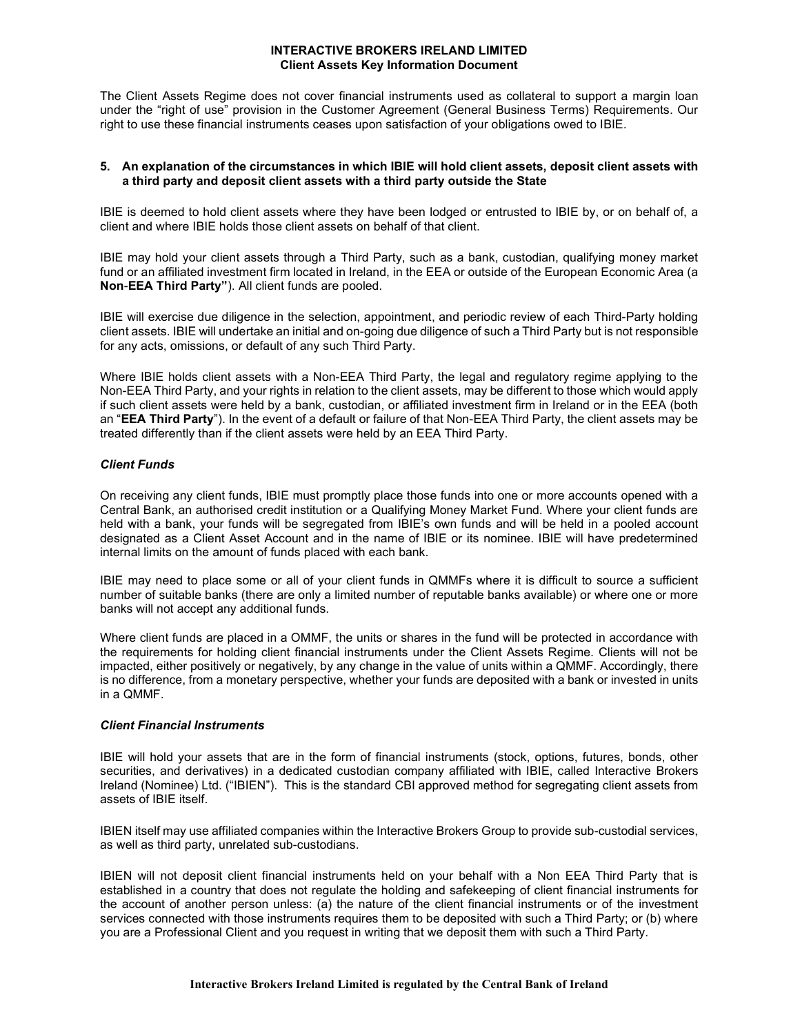The Client Assets Regime does not cover financial instruments used as collateral to support a margin loan under the "right of use" provision in the Customer Agreement (General Business Terms) Requirements. Our right to use these financial instruments ceases upon satisfaction of your obligations owed to IBIE.

## 5. An explanation of the circumstances in which IBIE will hold client assets, deposit client assets with a third party and deposit client assets with a third party outside the State

IBIE is deemed to hold client assets where they have been lodged or entrusted to IBIE by, or on behalf of, a client and where IBIE holds those client assets on behalf of that client.

IBIE may hold your client assets through a Third Party, such as a bank, custodian, qualifying money market fund or an affiliated investment firm located in Ireland, in the EEA or outside of the European Economic Area (a **Non-EEA Third Party"**). All client funds are pooled.

IBIE will exercise due diligence in the selection, appointment, and periodic review of each Third-Party holding client assets. IBIE will undertake an initial and on-going due diligence of such a Third Party but is not responsible for any acts, omissions, or default of any such Third Party.

Where IBIE holds client assets with a Non-EEA Third Party, the legal and regulatory regime applying to the Non-EEA Third Party, and your rights in relation to the client assets, may be different to those which would apply if such client assets were held by a bank, custodian, or affiliated investment firm in Ireland or in the EEA (both an "**EEA Third Party**"). In the event of a default or failure of that Non-EEA Third Party, the client assets may be treated differently than if the client assets were held by an EEA Third Party.

### *Client Funds*

On receiving any client funds, IBIE must promptly place those funds into one or more accounts opened with a Central Bank, an authorised credit institution or a Qualifying Money Market Fund. Where your client funds are held with a bank, your funds will be segregated from IBIE's own funds and will be held in a pooled account designated as a Client Asset Account and in the name of IBIE or its nominee. IBIE will have predetermined internal limits on the amount of funds placed with each bank.

IBIE may need to place some or all of your client funds in QMMFs where it is difficult to source a sufficient number of suitable banks (there are only a limited number of reputable banks available) or where one or more banks will not accept any additional funds.

Where client funds are placed in a OMMF, the units or shares in the fund will be protected in accordance with the requirements for holding client financial instruments under the Client Assets Regime. Clients will not be impacted, either positively or negatively, by any change in the value of units within a QMMF. Accordingly, there is no difference, from a monetary perspective, whether your funds are deposited with a bank or invested in units in a QMMF.

### *Client Financial Instruments*

IBIE will hold your assets that are in the form of financial instruments (stock, options, futures, bonds, other securities, and derivatives) in a dedicated custodian company affiliated with IBIE, called Interactive Brokers Ireland (Nominee) Ltd. ("IBIEN"). This is the standard CBI approved method for segregating client assets from assets of IBIE itself.

IBIEN itself may use affiliated companies within the Interactive Brokers Group to provide sub-custodial services, as well as third party, unrelated sub-custodians.

IBIEN will not deposit client financial instruments held on your behalf with a Non EEA Third Party that is established in a country that does not regulate the holding and safekeeping of client financial instruments for the account of another person unless: (a) the nature of the client financial instruments or of the investment services connected with those instruments requires them to be deposited with such a Third Party; or (b) where you are a Professional Client and you request in writing that we deposit them with such a Third Party.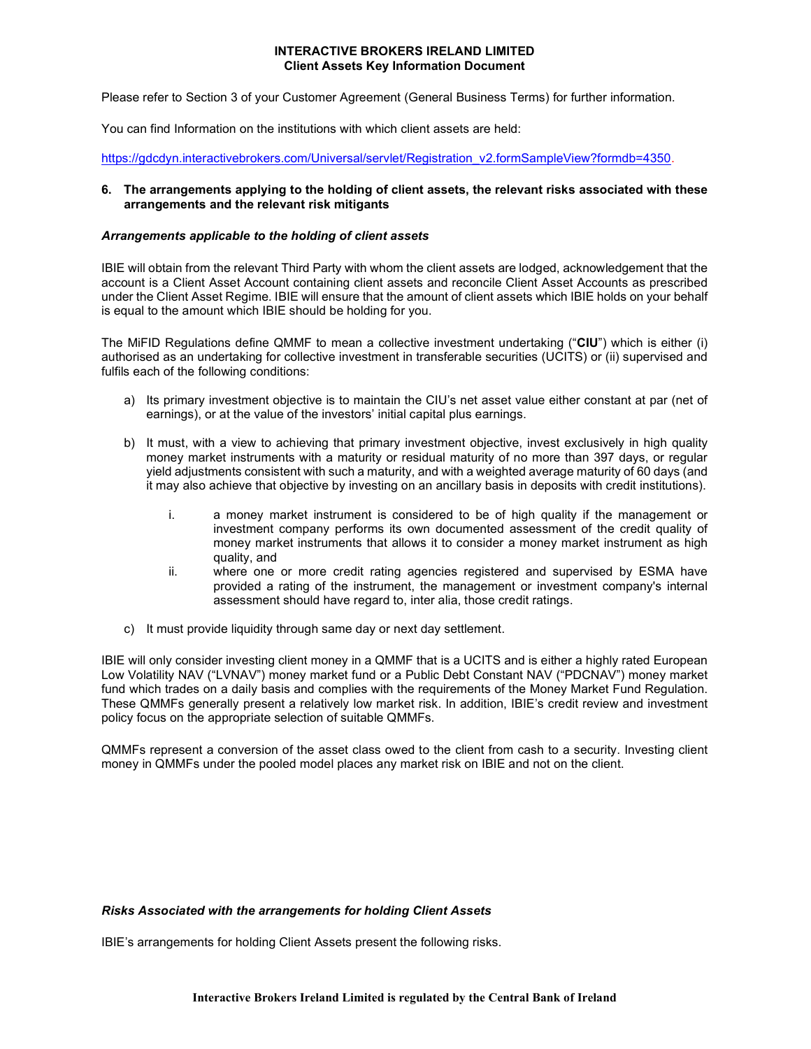Please refer to Section 3 of your Customer Agreement (General Business Terms) for further information.

You can find Information on the institutions with which client assets are held:

https://gdcdyn.interactivebrokers.com/Universal/servlet/Registration_v2.formSampleView?formdb=4350.

## 6. The arrangements applying to the holding of client assets, the relevant risks associated with these arrangements and the relevant risk mitigants

### *Arrangements applicable to the holding of client assets*

IBIE will obtain from the relevant Third Party with whom the client assets are lodged, acknowledgement that the account is a Client Asset Account containing client assets and reconcile Client Asset Accounts as prescribed under the Client Asset Regime. IBIE will ensure that the amount of client assets which IBIE holds on your behalf is equal to the amount which IBIE should be holding for you.

The MiFID Regulations define QMMF to mean a collective investment undertaking ("**CIU**") which is either (i) authorised as an undertaking for collective investment in transferable securities (UCITS) or (ii) supervised and fulfils each of the following conditions:

a) Its primary investment objective is to maintain the CIU's net asset value either constant at par (net of earnings), or at the value of the investors' initial capital plus earnings.

b) It must, with a view to achieving that primary investment objective, invest exclusively in high quality money market instruments with a maturity or residual maturity of no more than 397 days, or regular yield adjustments consistent with such a maturity, and with a weighted average maturity of 60 days (and it may also achieve that objective by investing on an ancillary basis in deposits with credit institutions).

   i. a money market instrument is considered to be of high quality if the management or investment company performs its own documented assessment of the credit quality of money market instruments that allows it to consider a money market instrument as high quality, and
   
   ii. where one or more credit rating agencies registered and supervised by ESMA have provided a rating of the instrument, the management or investment company's internal assessment should have regard to, inter alia, those credit ratings.

c) It must provide liquidity through same day or next day settlement.

IBIE will only consider investing client money in a QMMF that is a UCITS and is either a highly rated European Low Volatility NAV ("LVNAV") money market fund or a Public Debt Constant NAV ("PDCNAV") money market fund which trades on a daily basis and complies with the requirements of the Money Market Fund Regulation. These QMMFs generally present a relatively low market risk. In addition, IBIE's credit review and investment policy focus on the appropriate selection of suitable QMMFs.

QMMFs represent a conversion of the asset class owed to the client from cash to a security. Investing client money in QMMFs under the pooled model places any market risk on IBIE and not on the client.

### *Risks Associated with the arrangements for holding Client Assets*

IBIE's arrangements for holding Client Assets present the following risks.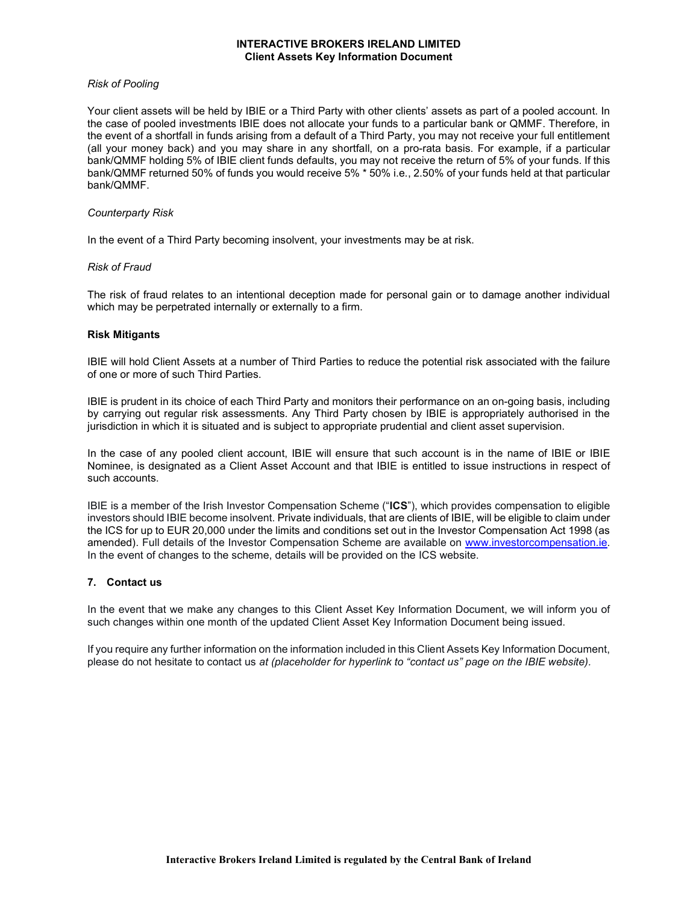*Risk of Pooling*

Your client assets will be held by IBIE or a Third Party with other clients' assets as part of a pooled account. In the case of pooled investments IBIE does not allocate your funds to a particular bank or QMMF. Therefore, in the event of a shortfall in funds arising from a default of a Third Party, you may not receive your full entitlement (all your money back) and you may share in any shortfall, on a pro-rata basis. For example, if a particular bank/QMMF holding 5% of IBIE client funds defaults, you may not receive the return of 5% of your funds. If this bank/QMMF returned 50% of funds you would receive 5% * 50% i.e., 2.50% of your funds held at that particular bank/QMMF.

*Counterparty Risk*

In the event of a Third Party becoming insolvent, your investments may be at risk.

*Risk of Fraud*

The risk of fraud relates to an intentional deception made for personal gain or to damage another individual which may be perpetrated internally or externally to a firm.

**Risk Mitigants**

IBIE will hold Client Assets at a number of Third Parties to reduce the potential risk associated with the failure of one or more of such Third Parties.

IBIE is prudent in its choice of each Third Party and monitors their performance on an on-going basis, including by carrying out regular risk assessments. Any Third Party chosen by IBIE is appropriately authorised in the jurisdiction in which it is situated and is subject to appropriate prudential and client asset supervision.

In the case of any pooled client account, IBIE will ensure that such account is in the name of IBIE or IBIE Nominee, is designated as a Client Asset Account and that IBIE is entitled to issue instructions in respect of such accounts.

IBIE is a member of the Irish Investor Compensation Scheme ("**ICS**"), which provides compensation to eligible investors should IBIE become insolvent. Private individuals, that are clients of IBIE, will be eligible to claim under the ICS for up to EUR 20,000 under the limits and conditions set out in the Investor Compensation Act 1998 (as amended). Full details of the Investor Compensation Scheme are available on www.investorcompensation.ie. In the event of changes to the scheme, details will be provided on the ICS website.

## 7. Contact us

In the event that we make any changes to this Client Asset Key Information Document, we will inform you of such changes within one month of the updated Client Asset Key Information Document being issued.

If you require any further information on the information included in this Client Assets Key Information Document, please do not hesitate to contact us *at (placeholder for hyperlink to "contact us" page on the IBIE website).*